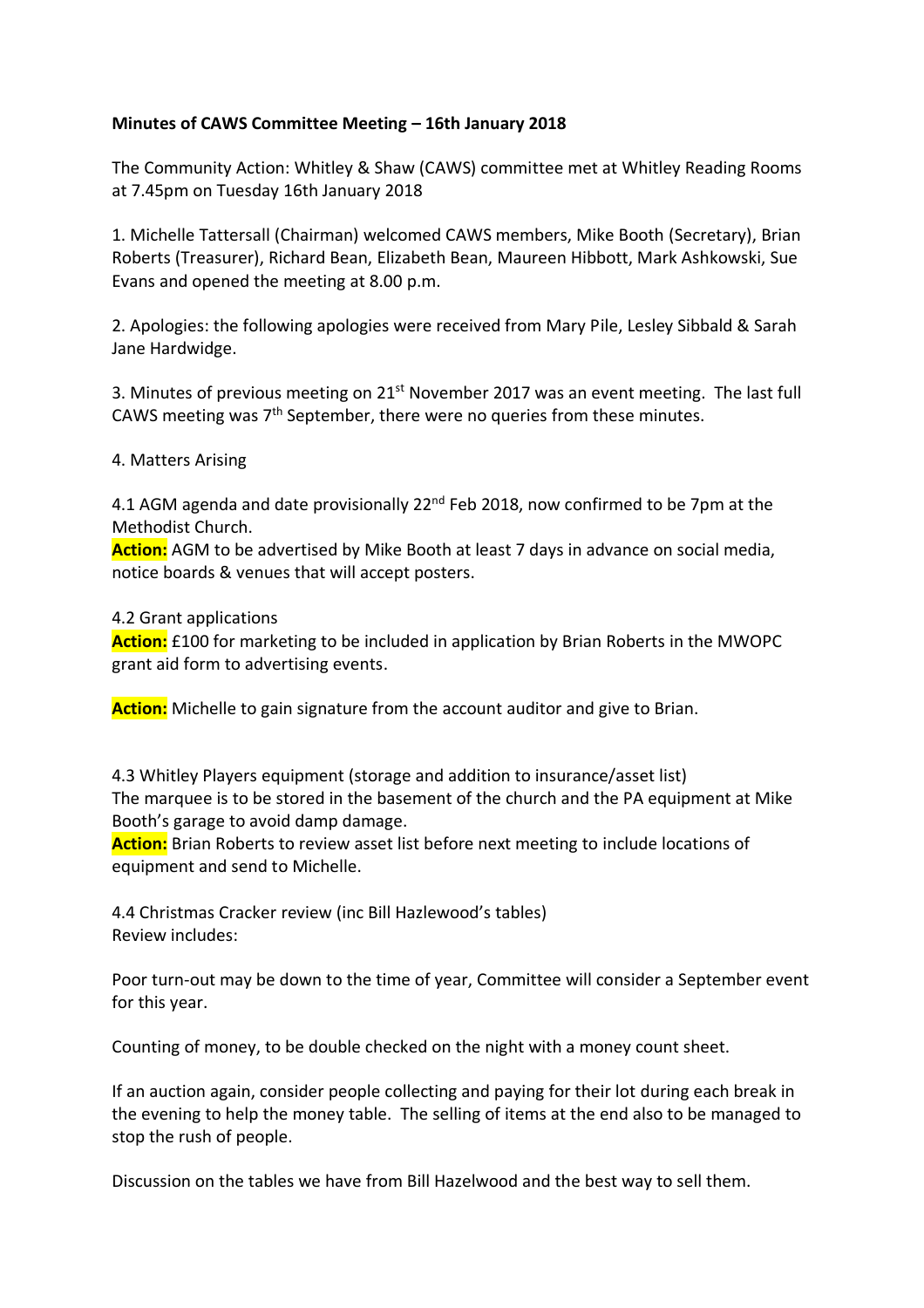**Minutes of CAWS Committee Meeting – 16th January 2018**

The Community Action: Whitley & Shaw (CAWS) committee met at Whitley Reading Rooms at 7.45pm on Tuesday 16th January 2018

1. Michelle Tattersall (Chairman) welcomed CAWS members, Mike Booth (Secretary), Brian Roberts (Treasurer), Richard Bean, Elizabeth Bean, Maureen Hibbott, Mark Ashkowski, Sue Evans and opened the meeting at 8.00 p.m.

2. Apologies: the following apologies were received from Mary Pile, Lesley Sibbald & Sarah Jane Hardwidge.

3. Minutes of previous meeting on 21st November 2017 was an event meeting. The last full CAWS meeting was 7th September, there were no queries from these minutes.

4. Matters Arising

4.1 AGM agenda and date provisionally 22nd Feb 2018, now confirmed to be 7pm at the Methodist Church.
**Action:** AGM to be advertised by Mike Booth at least 7 days in advance on social media, notice boards & venues that will accept posters.

4.2 Grant applications
**Action:** £100 for marketing to be included in application by Brian Roberts in the MWOPC grant aid form to advertising events.

**Action:** Michelle to gain signature from the account auditor and give to Brian.

4.3 Whitley Players equipment (storage and addition to insurance/asset list)
The marquee is to be stored in the basement of the church and the PA equipment at Mike Booth's garage to avoid damp damage.
**Action:** Brian Roberts to review asset list before next meeting to include locations of equipment and send to Michelle.

4.4 Christmas Cracker review (inc Bill Hazlewood's tables)
Review includes:

Poor turn-out may be down to the time of year, Committee will consider a September event for this year.

Counting of money, to be double checked on the night with a money count sheet.

If an auction again, consider people collecting and paying for their lot during each break in the evening to help the money table. The selling of items at the end also to be managed to stop the rush of people.

Discussion on the tables we have from Bill Hazelwood and the best way to sell them.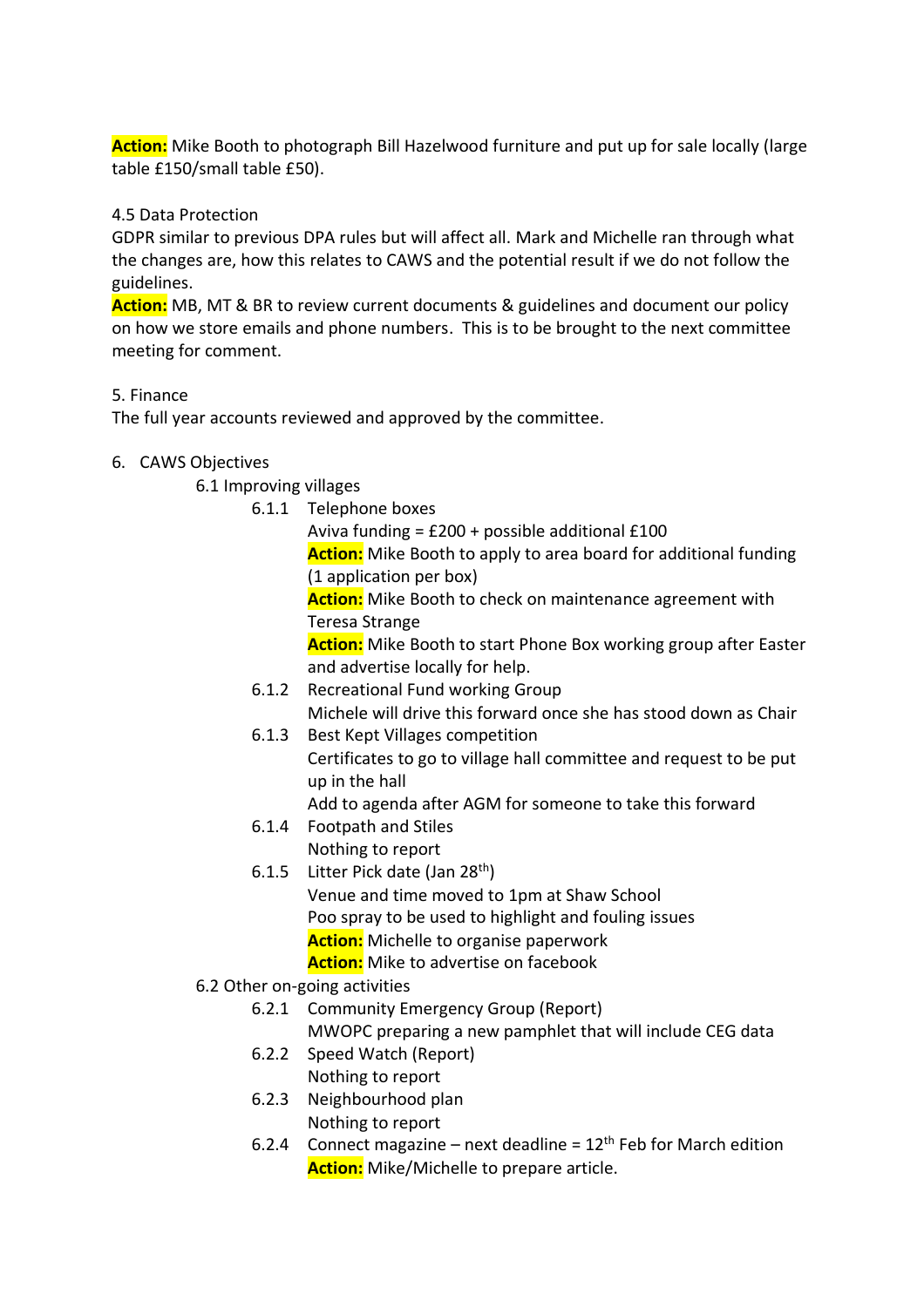**Action:** Mike Booth to photograph Bill Hazelwood furniture and put up for sale locally (large table £150/small table £50).

4.5 Data Protection

GDPR similar to previous DPA rules but will affect all. Mark and Michelle ran through what the changes are, how this relates to CAWS and the potential result if we do not follow the guidelines.

**Action:** MB, MT & BR to review current documents & guidelines and document our policy on how we store emails and phone numbers. This is to be brought to the next committee meeting for comment.

5. Finance

The full year accounts reviewed and approved by the committee.

6. CAWS Objectives

- 6.1 Improving villages
  - 6.1.1 Telephone boxes
    Aviva funding = £200 + possible additional £100
    **Action:** Mike Booth to apply to area board for additional funding (1 application per box)
    **Action:** Mike Booth to check on maintenance agreement with Teresa Strange
    **Action:** Mike Booth to start Phone Box working group after Easter and advertise locally for help.
  - 6.1.2 Recreational Fund working Group
    Michele will drive this forward once she has stood down as Chair
  - 6.1.3 Best Kept Villages competition
    Certificates to go to village hall committee and request to be put up in the hall
    Add to agenda after AGM for someone to take this forward
  - 6.1.4 Footpath and Stiles
    Nothing to report
  - 6.1.5 Litter Pick date (Jan 28th)
    Venue and time moved to 1pm at Shaw School
    Poo spray to be used to highlight and fouling issues
    **Action:** Michelle to organise paperwork
    **Action:** Mike to advertise on facebook
- 6.2 Other on-going activities
  - 6.2.1 Community Emergency Group (Report)
    MWOPC preparing a new pamphlet that will include CEG data
  - 6.2.2 Speed Watch (Report)
    Nothing to report
  - 6.2.3 Neighbourhood plan
    Nothing to report
  - 6.2.4 Connect magazine – next deadline = 12th Feb for March edition
    **Action:** Mike/Michelle to prepare article.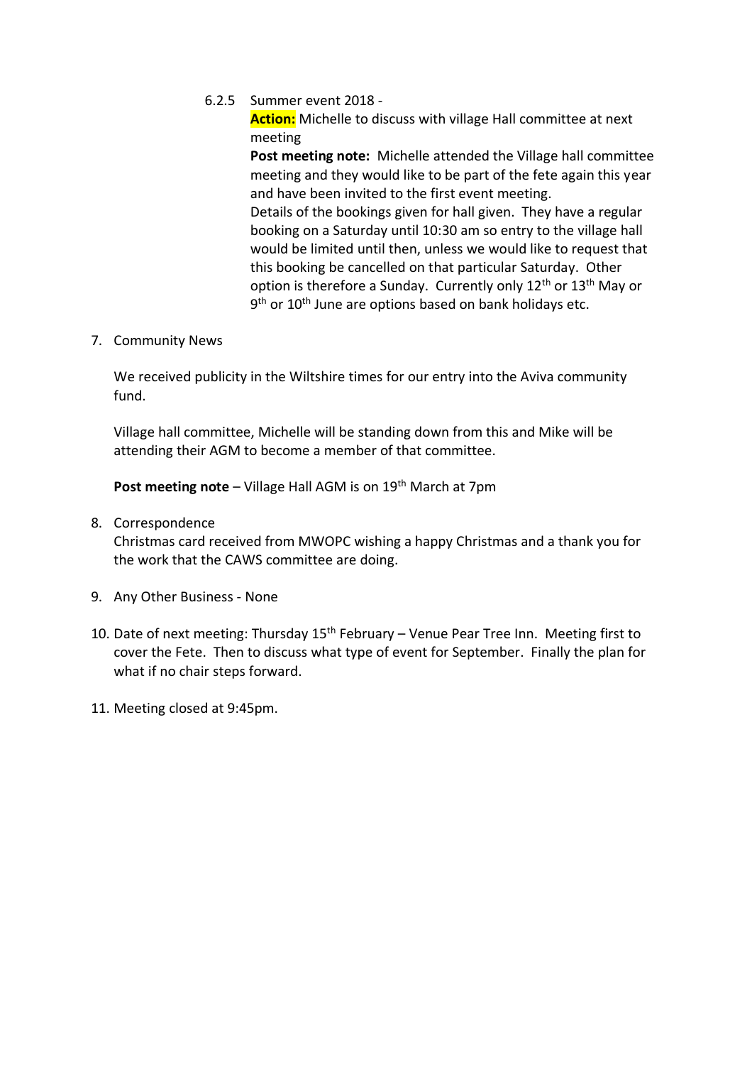6.2.5 Summer event 2018 -

**Action:** Michelle to discuss with village Hall committee at next meeting

**Post meeting note:** Michelle attended the Village hall committee meeting and they would like to be part of the fete again this year and have been invited to the first event meeting.

Details of the bookings given for hall given. They have a regular booking on a Saturday until 10:30 am so entry to the village hall would be limited until then, unless we would like to request that this booking be cancelled on that particular Saturday. Other option is therefore a Sunday. Currently only 12th or 13th May or 9th or 10th June are options based on bank holidays etc.

7. Community News

   We received publicity in the Wiltshire times for our entry into the Aviva community fund.

   Village hall committee, Michelle will be standing down from this and Mike will be attending their AGM to become a member of that committee.

   **Post meeting note** – Village Hall AGM is on 19th March at 7pm

8. Correspondence

   Christmas card received from MWOPC wishing a happy Christmas and a thank you for the work that the CAWS committee are doing.

9. Any Other Business - None

10. Date of next meeting: Thursday 15th February – Venue Pear Tree Inn. Meeting first to cover the Fete. Then to discuss what type of event for September. Finally the plan for what if no chair steps forward.

11. Meeting closed at 9:45pm.